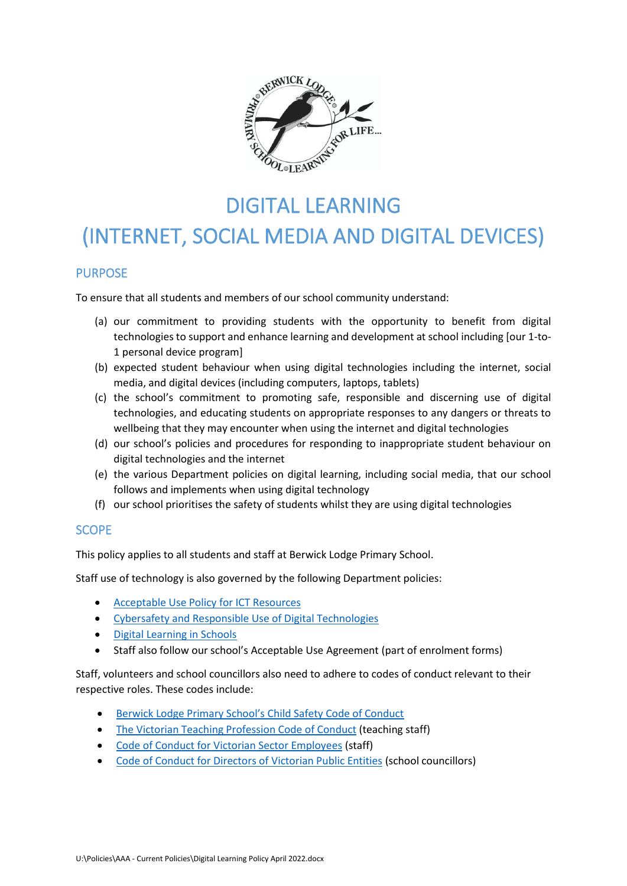# DIGITAL LEARNING
# (INTERNET, SOCIAL MEDIA AND DIGITAL DEVICES)

## PURPOSE

To ensure that all students and members of our school community understand:

(a) our commitment to providing students with the opportunity to benefit from digital technologies to support and enhance learning and development at school including [our 1-to-1 personal device program]

(b) expected student behaviour when using digital technologies including the internet, social media, and digital devices (including computers, laptops, tablets)

(c) the school's commitment to promoting safe, responsible and discerning use of digital technologies, and educating students on appropriate responses to any dangers or threats to wellbeing that they may encounter when using the internet and digital technologies

(d) our school's policies and procedures for responding to inappropriate student behaviour on digital technologies and the internet

(e) the various Department policies on digital learning, including social media, that our school follows and implements when using digital technology

(f) our school prioritises the safety of students whilst they are using digital technologies

## SCOPE

This policy applies to all students and staff at Berwick Lodge Primary School.

Staff use of technology is also governed by the following Department policies:

- Acceptable Use Policy for ICT Resources
- Cybersafety and Responsible Use of Digital Technologies
- Digital Learning in Schools
- Staff also follow our school's Acceptable Use Agreement (part of enrolment forms)

Staff, volunteers and school councillors also need to adhere to codes of conduct relevant to their respective roles. These codes include:

- Berwick Lodge Primary School's Child Safety Code of Conduct
- The Victorian Teaching Profession Code of Conduct (teaching staff)
- Code of Conduct for Victorian Sector Employees (staff)
- Code of Conduct for Directors of Victorian Public Entities (school councillors)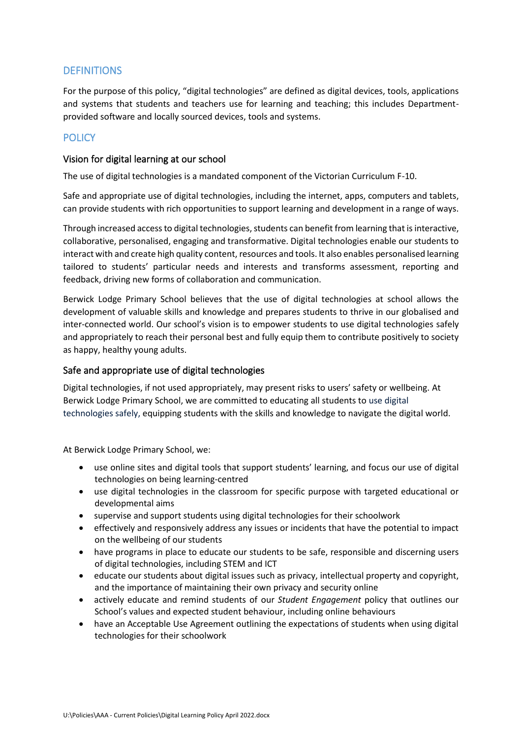## DEFINITIONS

For the purpose of this policy, "digital technologies" are defined as digital devices, tools, applications and systems that students and teachers use for learning and teaching; this includes Department-provided software and locally sourced devices, tools and systems.

## POLICY

### Vision for digital learning at our school

The use of digital technologies is a mandated component of the Victorian Curriculum F-10.

Safe and appropriate use of digital technologies, including the internet, apps, computers and tablets, can provide students with rich opportunities to support learning and development in a range of ways.

Through increased access to digital technologies, students can benefit from learning that is interactive, collaborative, personalised, engaging and transformative. Digital technologies enable our students to interact with and create high quality content, resources and tools. It also enables personalised learning tailored to students' particular needs and interests and transforms assessment, reporting and feedback, driving new forms of collaboration and communication.

Berwick Lodge Primary School believes that the use of digital technologies at school allows the development of valuable skills and knowledge and prepares students to thrive in our globalised and inter-connected world. Our school's vision is to empower students to use digital technologies safely and appropriately to reach their personal best and fully equip them to contribute positively to society as happy, healthy young adults.

### Safe and appropriate use of digital technologies

Digital technologies, if not used appropriately, may present risks to users' safety or wellbeing. At Berwick Lodge Primary School, we are committed to educating all students to use digital technologies safely, equipping students with the skills and knowledge to navigate the digital world.

At Berwick Lodge Primary School, we:

- use online sites and digital tools that support students' learning, and focus our use of digital technologies on being learning-centred
- use digital technologies in the classroom for specific purpose with targeted educational or developmental aims
- supervise and support students using digital technologies for their schoolwork
- effectively and responsively address any issues or incidents that have the potential to impact on the wellbeing of our students
- have programs in place to educate our students to be safe, responsible and discerning users of digital technologies, including STEM and ICT
- educate our students about digital issues such as privacy, intellectual property and copyright, and the importance of maintaining their own privacy and security online
- actively educate and remind students of our *Student Engagement* policy that outlines our School's values and expected student behaviour, including online behaviours
- have an Acceptable Use Agreement outlining the expectations of students when using digital technologies for their schoolwork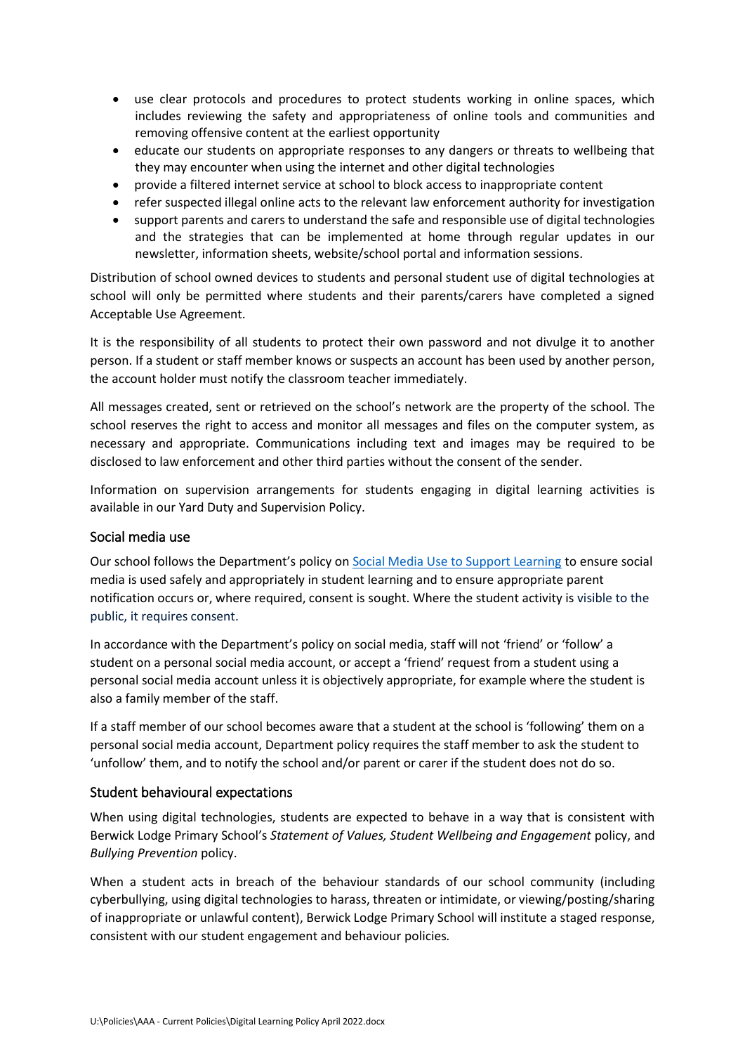- use clear protocols and procedures to protect students working in online spaces, which includes reviewing the safety and appropriateness of online tools and communities and removing offensive content at the earliest opportunity
- educate our students on appropriate responses to any dangers or threats to wellbeing that they may encounter when using the internet and other digital technologies
- provide a filtered internet service at school to block access to inappropriate content
- refer suspected illegal online acts to the relevant law enforcement authority for investigation
- support parents and carers to understand the safe and responsible use of digital technologies and the strategies that can be implemented at home through regular updates in our newsletter, information sheets, website/school portal and information sessions.

Distribution of school owned devices to students and personal student use of digital technologies at school will only be permitted where students and their parents/carers have completed a signed Acceptable Use Agreement.

It is the responsibility of all students to protect their own password and not divulge it to another person. If a student or staff member knows or suspects an account has been used by another person, the account holder must notify the classroom teacher immediately.

All messages created, sent or retrieved on the school's network are the property of the school. The school reserves the right to access and monitor all messages and files on the computer system, as necessary and appropriate. Communications including text and images may be required to be disclosed to law enforcement and other third parties without the consent of the sender.

Information on supervision arrangements for students engaging in digital learning activities is available in our Yard Duty and Supervision Policy.

## Social media use

Our school follows the Department's policy on Social Media Use to Support Learning to ensure social media is used safely and appropriately in student learning and to ensure appropriate parent notification occurs or, where required, consent is sought. Where the student activity is visible to the public, it requires consent.

In accordance with the Department's policy on social media, staff will not 'friend' or 'follow' a student on a personal social media account, or accept a 'friend' request from a student using a personal social media account unless it is objectively appropriate, for example where the student is also a family member of the staff.

If a staff member of our school becomes aware that a student at the school is 'following' them on a personal social media account, Department policy requires the staff member to ask the student to 'unfollow' them, and to notify the school and/or parent or carer if the student does not do so.

## Student behavioural expectations

When using digital technologies, students are expected to behave in a way that is consistent with Berwick Lodge Primary School's *Statement of Values, Student Wellbeing and Engagement* policy, and *Bullying Prevention* policy.

When a student acts in breach of the behaviour standards of our school community (including cyberbullying, using digital technologies to harass, threaten or intimidate, or viewing/posting/sharing of inappropriate or unlawful content), Berwick Lodge Primary School will institute a staged response, consistent with our student engagement and behaviour policies.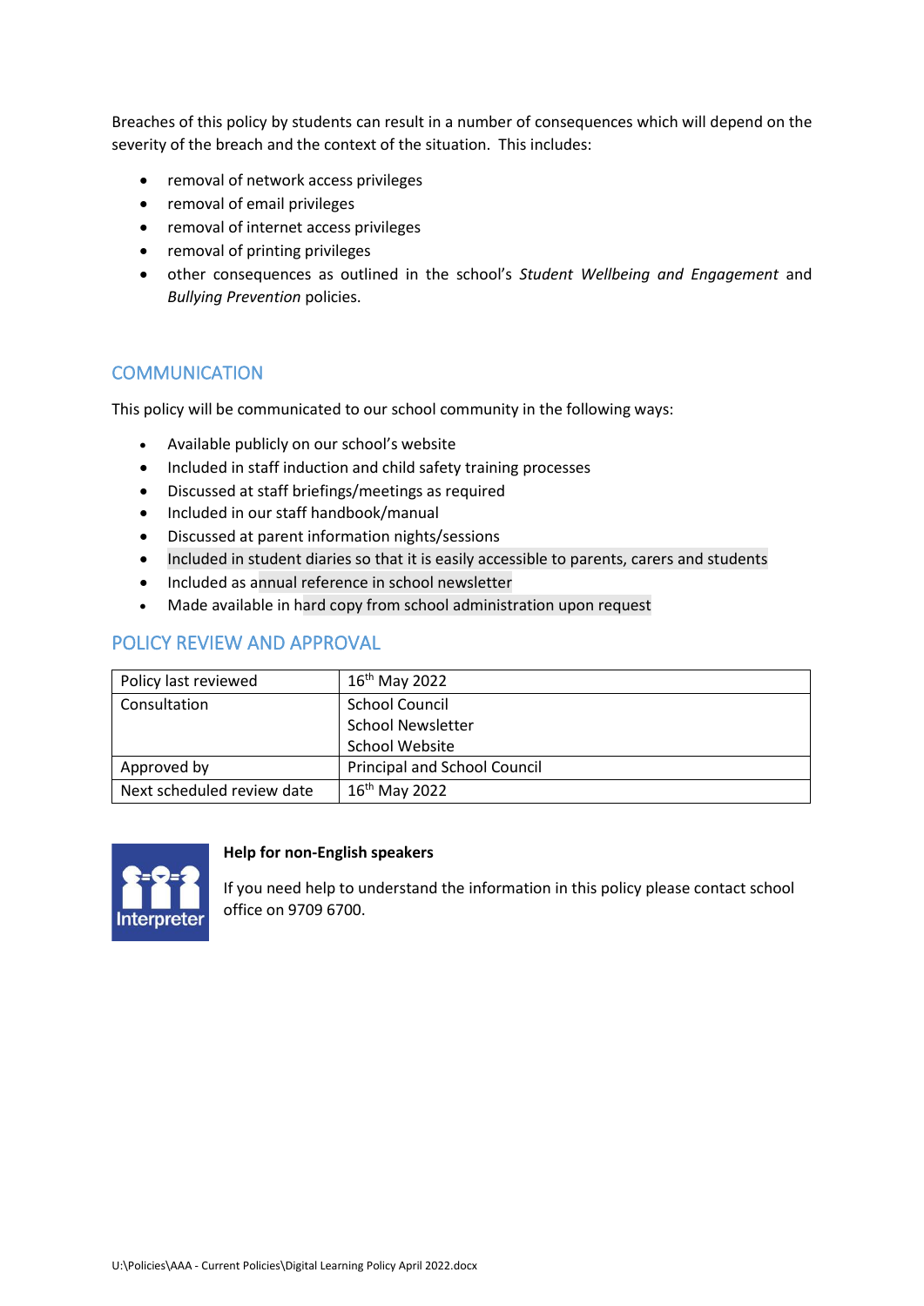Breaches of this policy by students can result in a number of consequences which will depend on the severity of the breach and the context of the situation. This includes:

- removal of network access privileges
- removal of email privileges
- removal of internet access privileges
- removal of printing privileges
- other consequences as outlined in the school's *Student Wellbeing and Engagement* and *Bullying Prevention* policies.

## COMMUNICATION

This policy will be communicated to our school community in the following ways:

- Available publicly on our school's website
- Included in staff induction and child safety training processes
- Discussed at staff briefings/meetings as required
- Included in our staff handbook/manual
- Discussed at parent information nights/sessions
- Included in student diaries so that it is easily accessible to parents, carers and students
- Included as annual reference in school newsletter
- Made available in hard copy from school administration upon request

## POLICY REVIEW AND APPROVAL

| | |
|---|---|
| Policy last reviewed | 16th May 2022 |
| Consultation | School Council<br>School Newsletter<br>School Website |
| Approved by | Principal and School Council |
| Next scheduled review date | 16th May 2022 |

Interpreter

**Help for non-English speakers**

If you need help to understand the information in this policy please contact school office on 9709 6700.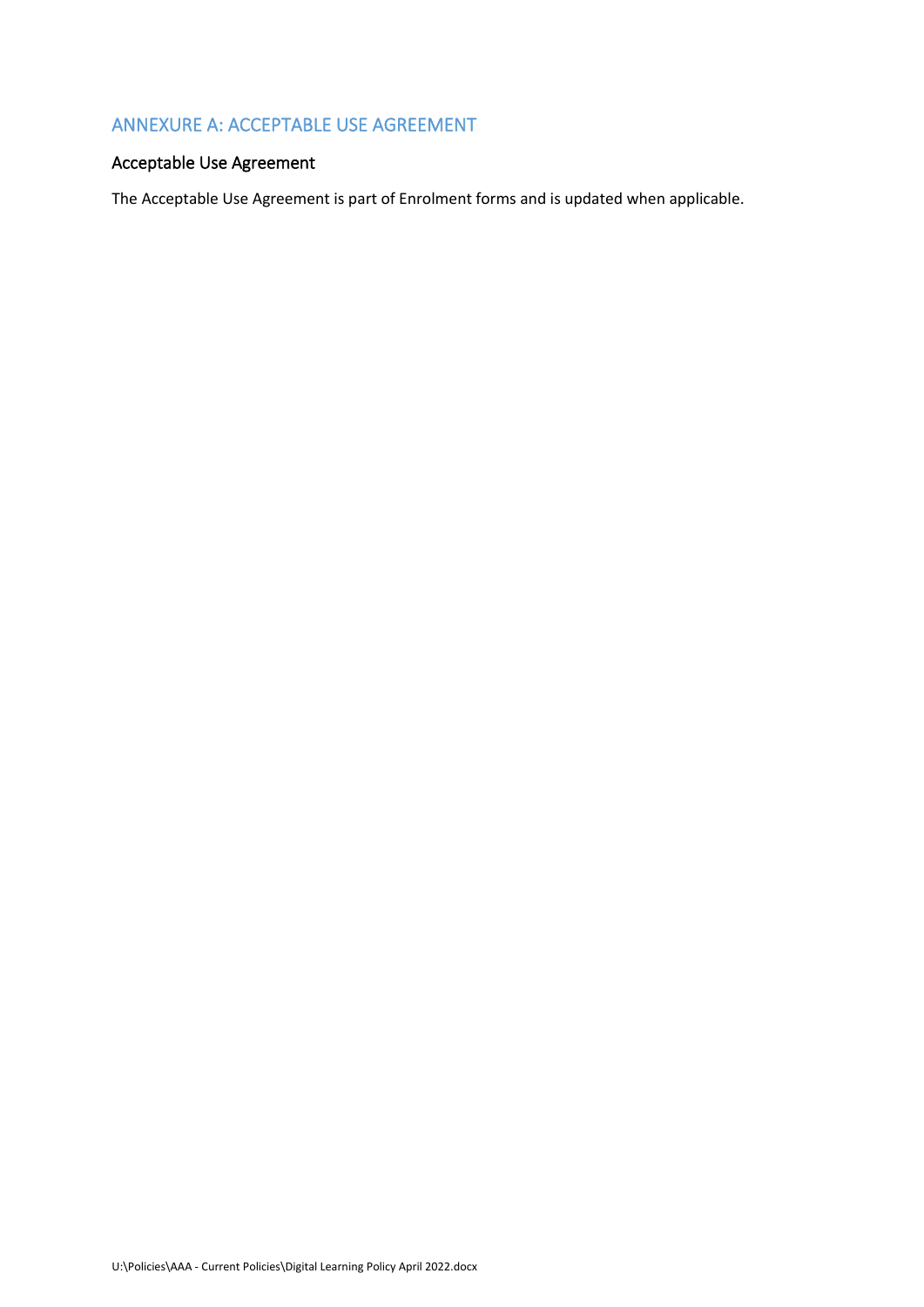## ANNEXURE A: ACCEPTABLE USE AGREEMENT

### Acceptable Use Agreement

The Acceptable Use Agreement is part of Enrolment forms and is updated when applicable.